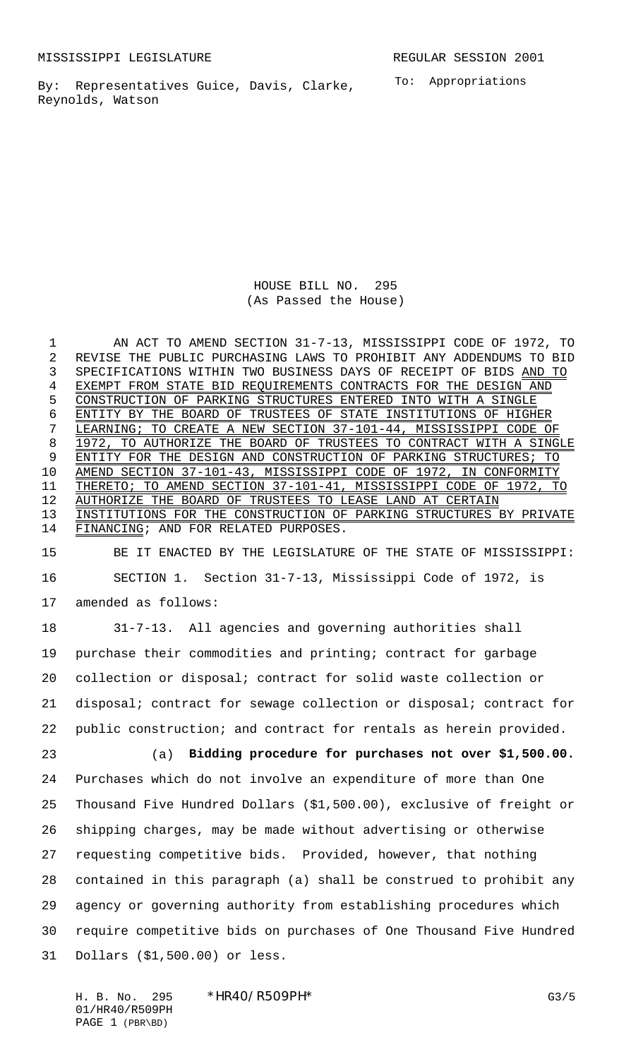MISSISSIPPI LEGISLATURE REGULAR SESSION 2001

By: Representatives Guice, Davis, Clarke, Reynolds, Watson

To: Appropriations

# HOUSE BILL NO. 295
(As Passed the House)

AN ACT TO AMEND SECTION 31-7-13, MISSISSIPPI CODE OF 1972, TO REVISE THE PUBLIC PURCHASING LAWS TO PROHIBIT ANY ADDENDUMS TO BID SPECIFICATIONS WITHIN TWO BUSINESS DAYS OF RECEIPT OF BIDS AND TO EXEMPT FROM STATE BID REQUIREMENTS CONTRACTS FOR THE DESIGN AND CONSTRUCTION OF PARKING STRUCTURES ENTERED INTO WITH A SINGLE ENTITY BY THE BOARD OF TRUSTEES OF STATE INSTITUTIONS OF HIGHER LEARNING; TO CREATE A NEW SECTION 37-101-44, MISSISSIPPI CODE OF 1972, TO AUTHORIZE THE BOARD OF TRUSTEES TO CONTRACT WITH A SINGLE ENTITY FOR THE DESIGN AND CONSTRUCTION OF PARKING STRUCTURES; TO AMEND SECTION 37-101-43, MISSISSIPPI CODE OF 1972, IN CONFORMITY THERETO; TO AMEND SECTION 37-101-41, MISSISSIPPI CODE OF 1972, TO AUTHORIZE THE BOARD OF TRUSTEES TO LEASE LAND AT CERTAIN INSTITUTIONS FOR THE CONSTRUCTION OF PARKING STRUCTURES BY PRIVATE FINANCING; AND FOR RELATED PURPOSES.

BE IT ENACTED BY THE LEGISLATURE OF THE STATE OF MISSISSIPPI:

SECTION 1. Section 31-7-13, Mississippi Code of 1972, is amended as follows:

31-7-13. All agencies and governing authorities shall purchase their commodities and printing; contract for garbage collection or disposal; contract for solid waste collection or disposal; contract for sewage collection or disposal; contract for public construction; and contract for rentals as herein provided.

(a) **Bidding procedure for purchases not over $1,500.00.** Purchases which do not involve an expenditure of more than One Thousand Five Hundred Dollars ($1,500.00), exclusive of freight or shipping charges, may be made without advertising or otherwise requesting competitive bids. Provided, however, that nothing contained in this paragraph (a) shall be construed to prohibit any agency or governing authority from establishing procedures which require competitive bids on purchases of One Thousand Five Hundred Dollars ($1,500.00) or less.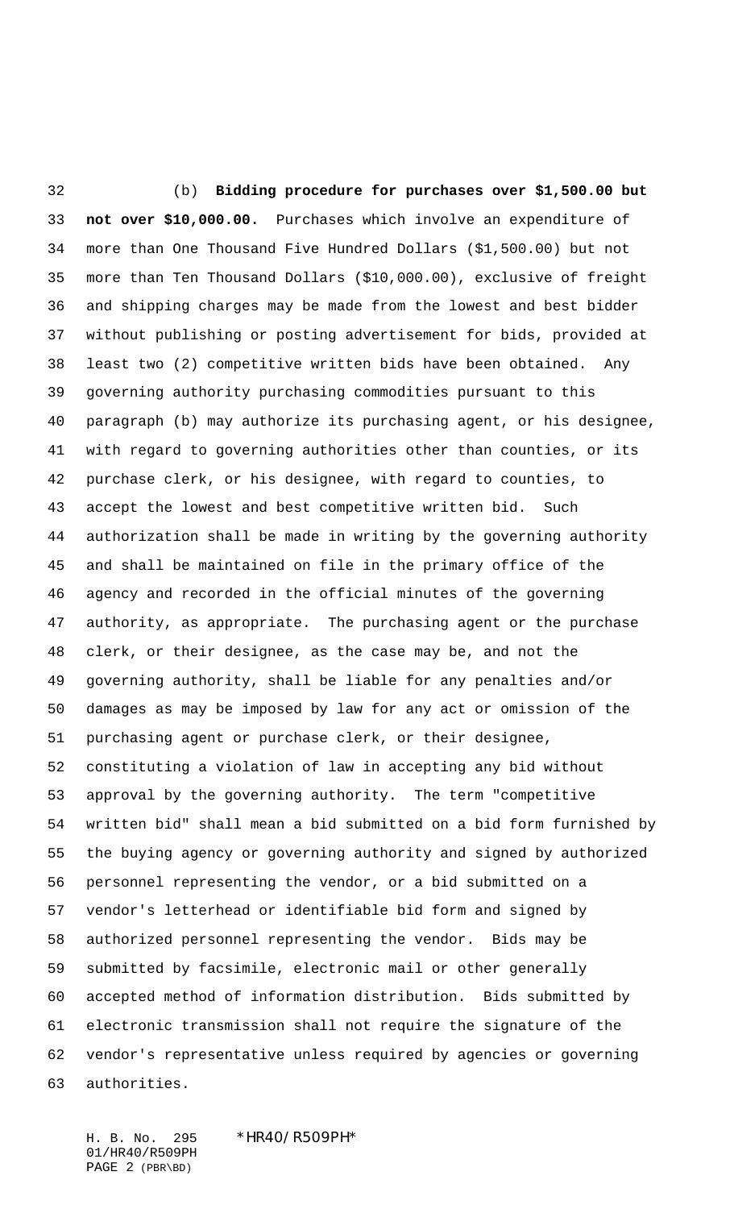(b) **Bidding procedure for purchases over $1,500.00 but not over $10,000.00.** Purchases which involve an expenditure of more than One Thousand Five Hundred Dollars ($1,500.00) but not more than Ten Thousand Dollars ($10,000.00), exclusive of freight and shipping charges may be made from the lowest and best bidder without publishing or posting advertisement for bids, provided at least two (2) competitive written bids have been obtained. Any governing authority purchasing commodities pursuant to this paragraph (b) may authorize its purchasing agent, or his designee, with regard to governing authorities other than counties, or its purchase clerk, or his designee, with regard to counties, to accept the lowest and best competitive written bid. Such authorization shall be made in writing by the governing authority and shall be maintained on file in the primary office of the agency and recorded in the official minutes of the governing authority, as appropriate. The purchasing agent or the purchase clerk, or their designee, as the case may be, and not the governing authority, shall be liable for any penalties and/or damages as may be imposed by law for any act or omission of the purchasing agent or purchase clerk, or their designee, constituting a violation of law in accepting any bid without approval by the governing authority. The term "competitive written bid" shall mean a bid submitted on a bid form furnished by the buying agency or governing authority and signed by authorized personnel representing the vendor, or a bid submitted on a vendor's letterhead or identifiable bid form and signed by authorized personnel representing the vendor. Bids may be submitted by facsimile, electronic mail or other generally accepted method of information distribution. Bids submitted by electronic transmission shall not require the signature of the vendor's representative unless required by agencies or governing authorities.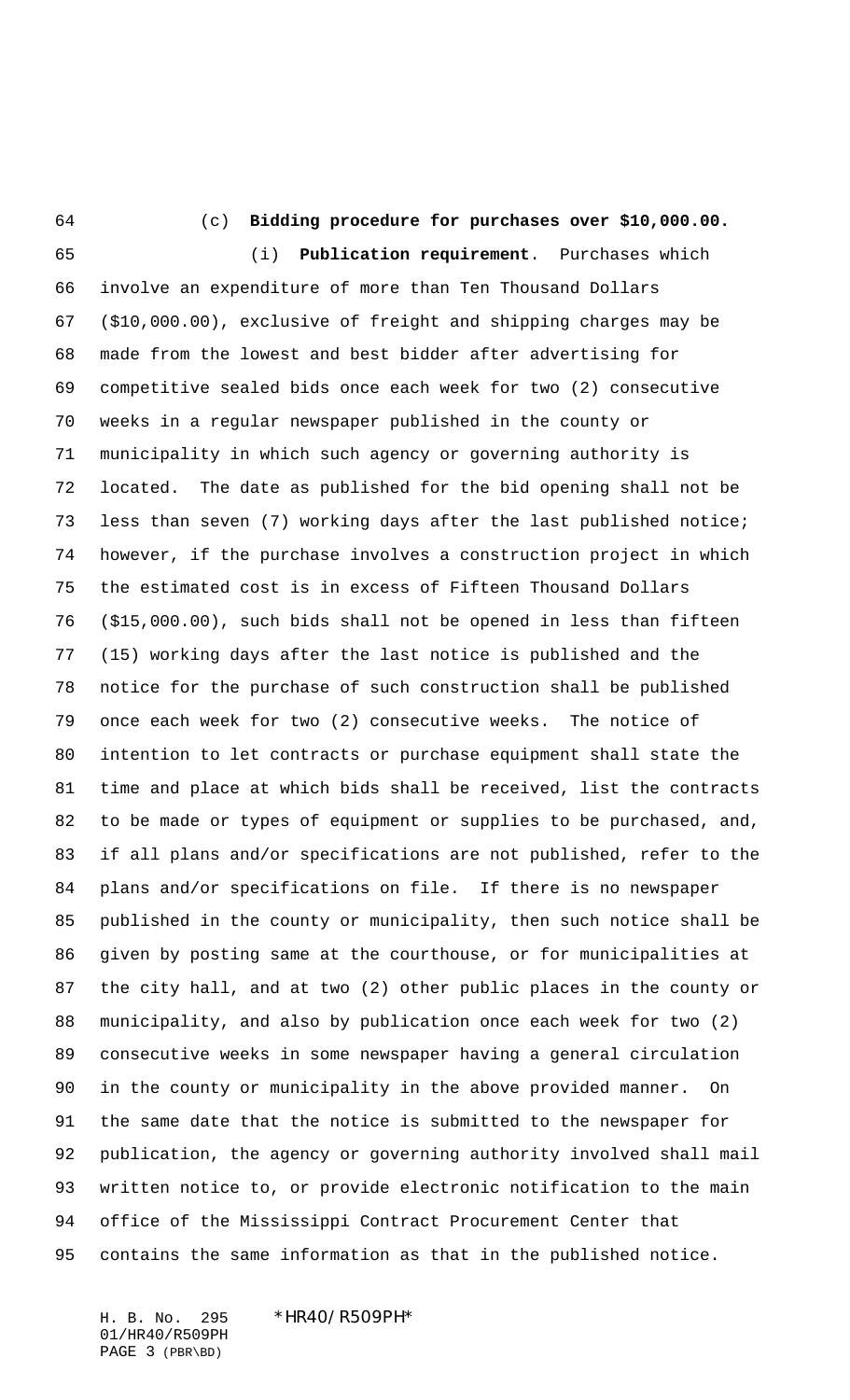(c) **Bidding procedure for purchases over $10,000.00.**

(i) **Publication requirement**. Purchases which involve an expenditure of more than Ten Thousand Dollars ($10,000.00), exclusive of freight and shipping charges may be made from the lowest and best bidder after advertising for competitive sealed bids once each week for two (2) consecutive weeks in a regular newspaper published in the county or municipality in which such agency or governing authority is located. The date as published for the bid opening shall not be less than seven (7) working days after the last published notice; however, if the purchase involves a construction project in which the estimated cost is in excess of Fifteen Thousand Dollars ($15,000.00), such bids shall not be opened in less than fifteen (15) working days after the last notice is published and the notice for the purchase of such construction shall be published once each week for two (2) consecutive weeks. The notice of intention to let contracts or purchase equipment shall state the time and place at which bids shall be received, list the contracts to be made or types of equipment or supplies to be purchased, and, if all plans and/or specifications are not published, refer to the plans and/or specifications on file. If there is no newspaper published in the county or municipality, then such notice shall be given by posting same at the courthouse, or for municipalities at the city hall, and at two (2) other public places in the county or municipality, and also by publication once each week for two (2) consecutive weeks in some newspaper having a general circulation in the county or municipality in the above provided manner. On the same date that the notice is submitted to the newspaper for publication, the agency or governing authority involved shall mail written notice to, or provide electronic notification to the main office of the Mississippi Contract Procurement Center that contains the same information as that in the published notice.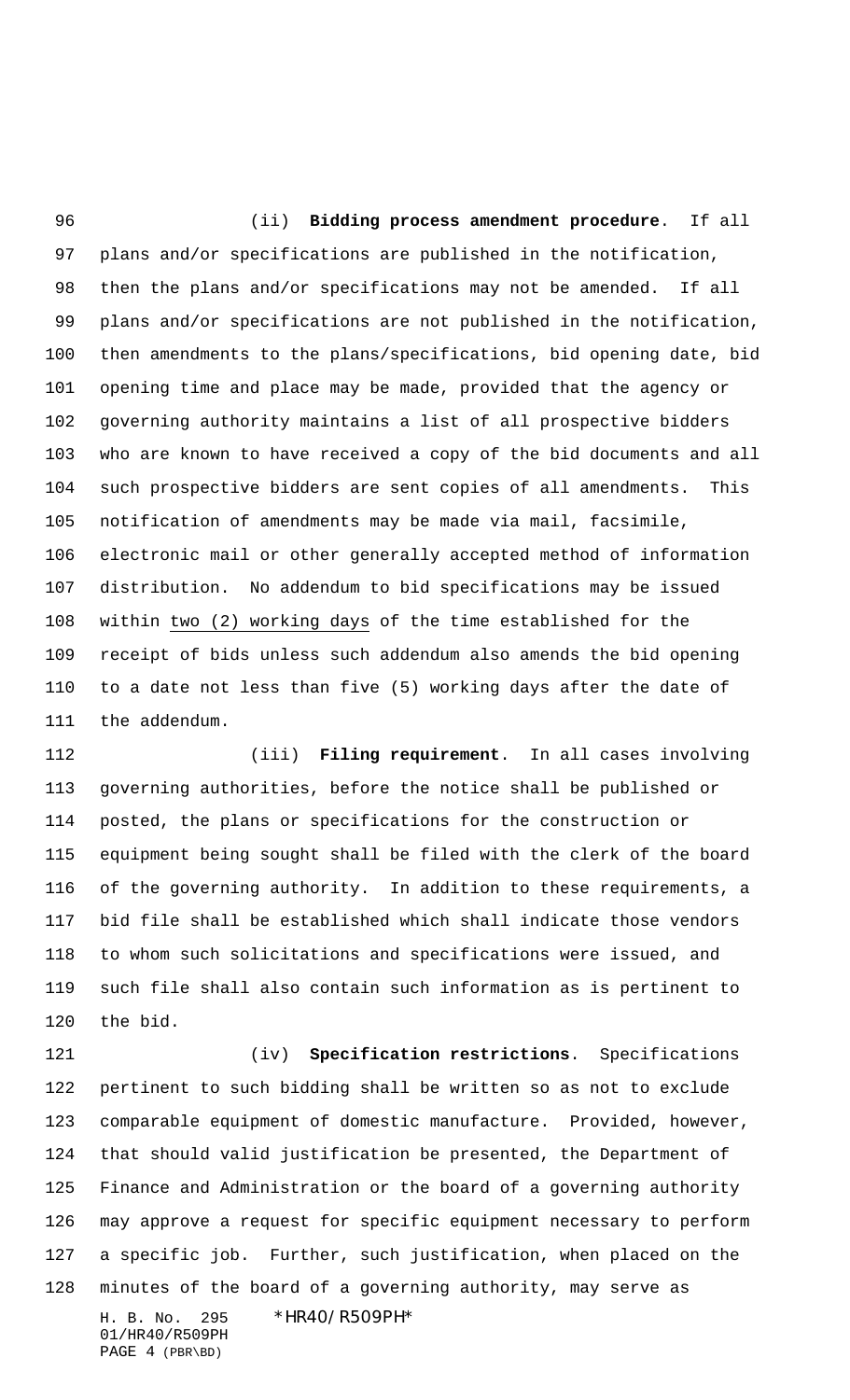(ii) **Bidding process amendment procedure**. If all plans and/or specifications are published in the notification, then the plans and/or specifications may not be amended. If all plans and/or specifications are not published in the notification, then amendments to the plans/specifications, bid opening date, bid opening time and place may be made, provided that the agency or governing authority maintains a list of all prospective bidders who are known to have received a copy of the bid documents and all such prospective bidders are sent copies of all amendments. This notification of amendments may be made via mail, facsimile, electronic mail or other generally accepted method of information distribution. No addendum to bid specifications may be issued within two (2) working days of the time established for the receipt of bids unless such addendum also amends the bid opening to a date not less than five (5) working days after the date of the addendum.

(iii) **Filing requirement**. In all cases involving governing authorities, before the notice shall be published or posted, the plans or specifications for the construction or equipment being sought shall be filed with the clerk of the board of the governing authority. In addition to these requirements, a bid file shall be established which shall indicate those vendors to whom such solicitations and specifications were issued, and such file shall also contain such information as is pertinent to the bid.

(iv) **Specification restrictions**. Specifications pertinent to such bidding shall be written so as not to exclude comparable equipment of domestic manufacture. Provided, however, that should valid justification be presented, the Department of Finance and Administration or the board of a governing authority may approve a request for specific equipment necessary to perform a specific job. Further, such justification, when placed on the minutes of the board of a governing authority, may serve as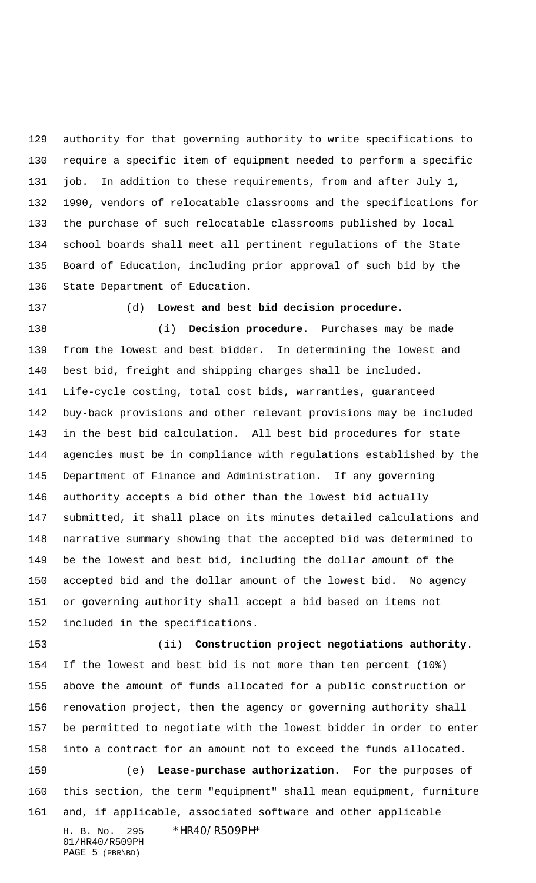authority for that governing authority to write specifications to require a specific item of equipment needed to perform a specific job. In addition to these requirements, from and after July 1, 1990, vendors of relocatable classrooms and the specifications for the purchase of such relocatable classrooms published by local school boards shall meet all pertinent regulations of the State Board of Education, including prior approval of such bid by the State Department of Education.

(d) **Lowest and best bid decision procedure.**

(i) **Decision procedure**. Purchases may be made from the lowest and best bidder. In determining the lowest and best bid, freight and shipping charges shall be included. Life-cycle costing, total cost bids, warranties, guaranteed buy-back provisions and other relevant provisions may be included in the best bid calculation. All best bid procedures for state agencies must be in compliance with regulations established by the Department of Finance and Administration. If any governing authority accepts a bid other than the lowest bid actually submitted, it shall place on its minutes detailed calculations and narrative summary showing that the accepted bid was determined to be the lowest and best bid, including the dollar amount of the accepted bid and the dollar amount of the lowest bid. No agency or governing authority shall accept a bid based on items not included in the specifications.

(ii) **Construction project negotiations authority**. If the lowest and best bid is not more than ten percent (10%) above the amount of funds allocated for a public construction or renovation project, then the agency or governing authority shall be permitted to negotiate with the lowest bidder in order to enter into a contract for an amount not to exceed the funds allocated.

(e) **Lease-purchase authorization.** For the purposes of this section, the term "equipment" shall mean equipment, furniture and, if applicable, associated software and other applicable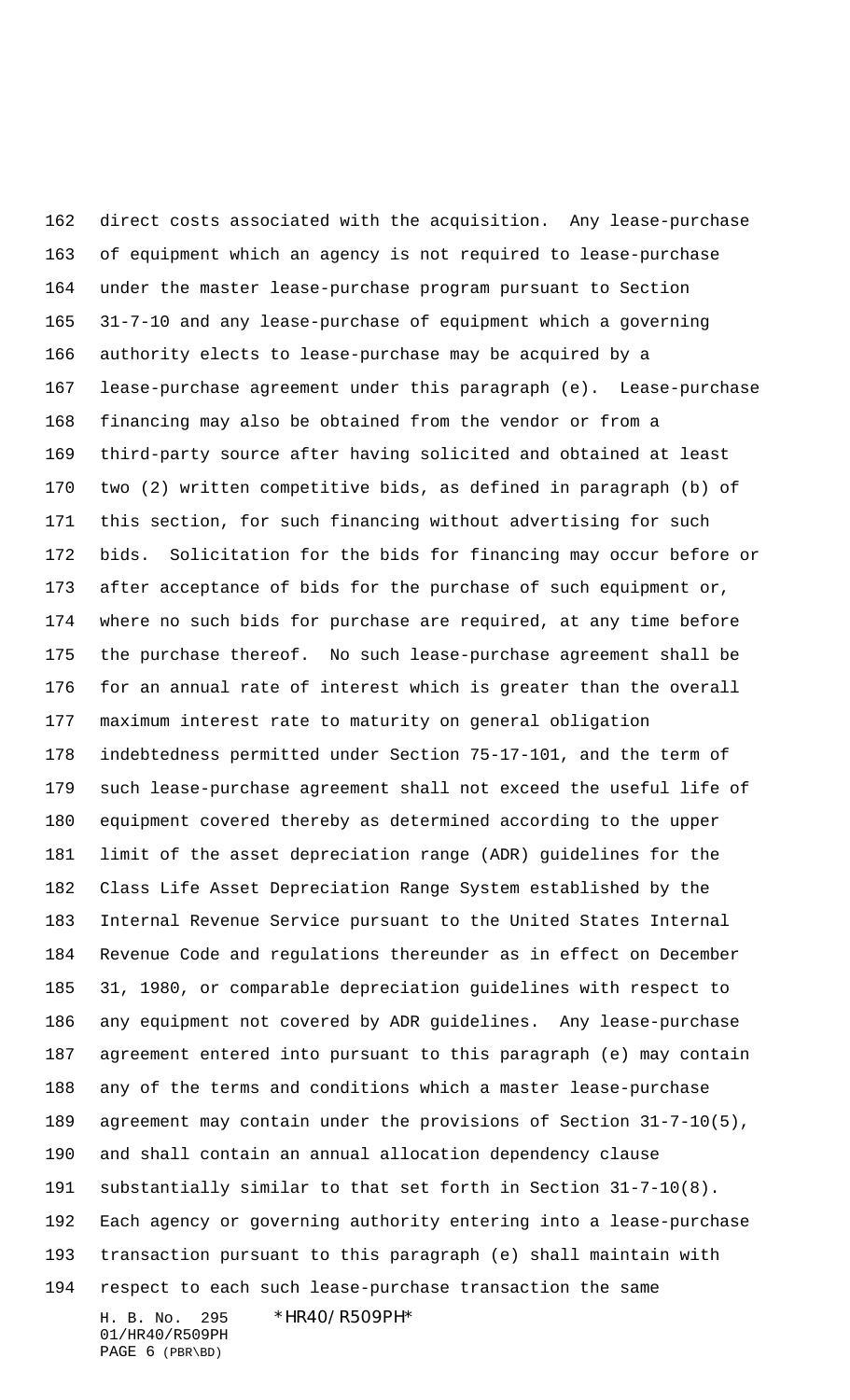direct costs associated with the acquisition. Any lease-purchase of equipment which an agency is not required to lease-purchase under the master lease-purchase program pursuant to Section 31-7-10 and any lease-purchase of equipment which a governing authority elects to lease-purchase may be acquired by a lease-purchase agreement under this paragraph (e). Lease-purchase financing may also be obtained from the vendor or from a third-party source after having solicited and obtained at least two (2) written competitive bids, as defined in paragraph (b) of this section, for such financing without advertising for such bids. Solicitation for the bids for financing may occur before or after acceptance of bids for the purchase of such equipment or, where no such bids for purchase are required, at any time before the purchase thereof. No such lease-purchase agreement shall be for an annual rate of interest which is greater than the overall maximum interest rate to maturity on general obligation indebtedness permitted under Section 75-17-101, and the term of such lease-purchase agreement shall not exceed the useful life of equipment covered thereby as determined according to the upper limit of the asset depreciation range (ADR) guidelines for the Class Life Asset Depreciation Range System established by the Internal Revenue Service pursuant to the United States Internal Revenue Code and regulations thereunder as in effect on December 31, 1980, or comparable depreciation guidelines with respect to any equipment not covered by ADR guidelines. Any lease-purchase agreement entered into pursuant to this paragraph (e) may contain any of the terms and conditions which a master lease-purchase agreement may contain under the provisions of Section 31-7-10(5), and shall contain an annual allocation dependency clause substantially similar to that set forth in Section 31-7-10(8). Each agency or governing authority entering into a lease-purchase transaction pursuant to this paragraph (e) shall maintain with respect to each such lease-purchase transaction the same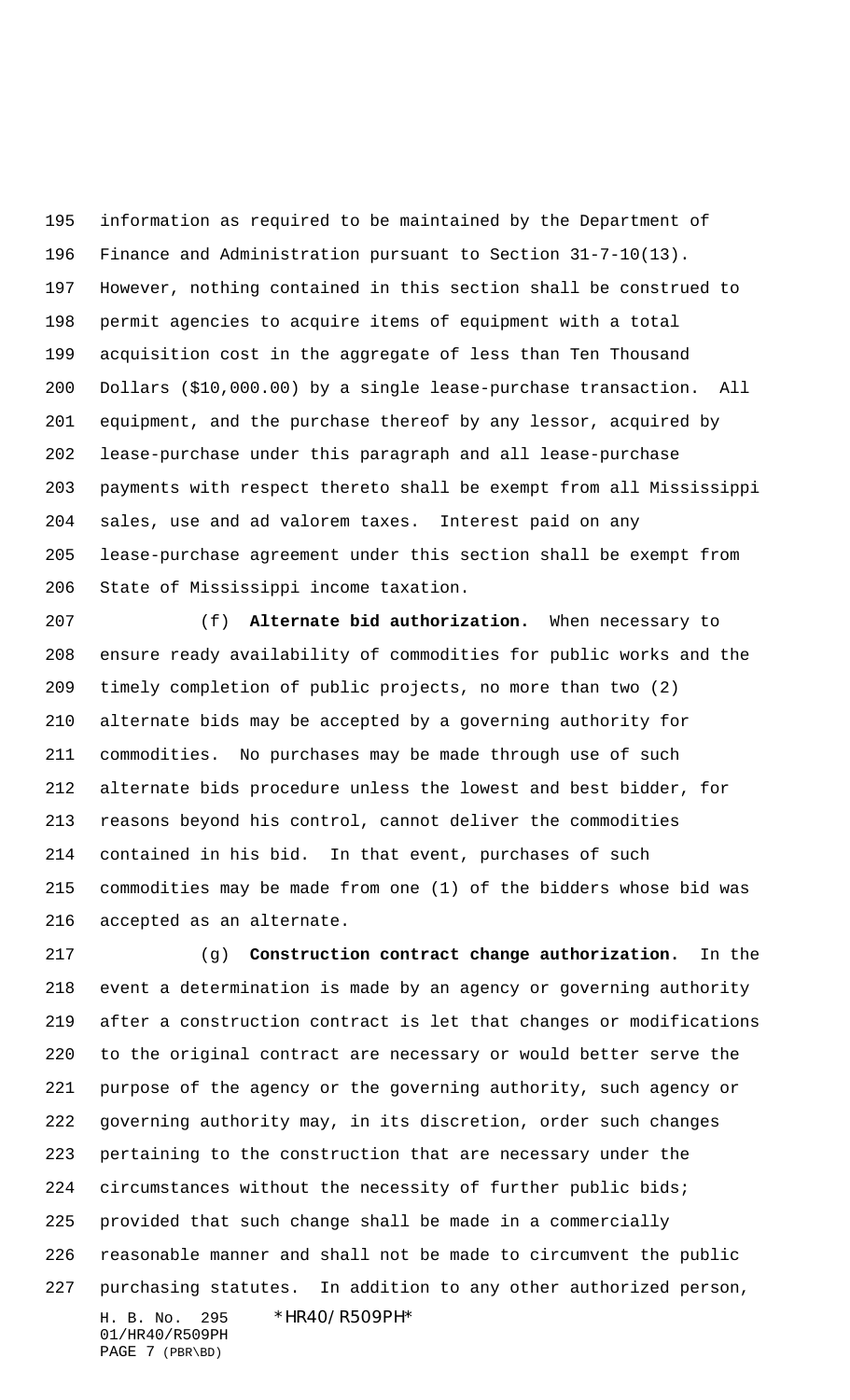information as required to be maintained by the Department of Finance and Administration pursuant to Section 31-7-10(13). However, nothing contained in this section shall be construed to permit agencies to acquire items of equipment with a total acquisition cost in the aggregate of less than Ten Thousand Dollars ($10,000.00) by a single lease-purchase transaction. All equipment, and the purchase thereof by any lessor, acquired by lease-purchase under this paragraph and all lease-purchase payments with respect thereto shall be exempt from all Mississippi sales, use and ad valorem taxes. Interest paid on any lease-purchase agreement under this section shall be exempt from State of Mississippi income taxation.

(f) **Alternate bid authorization.** When necessary to ensure ready availability of commodities for public works and the timely completion of public projects, no more than two (2) alternate bids may be accepted by a governing authority for commodities. No purchases may be made through use of such alternate bids procedure unless the lowest and best bidder, for reasons beyond his control, cannot deliver the commodities contained in his bid. In that event, purchases of such commodities may be made from one (1) of the bidders whose bid was accepted as an alternate.

(g) **Construction contract change authorization.** In the event a determination is made by an agency or governing authority after a construction contract is let that changes or modifications to the original contract are necessary or would better serve the purpose of the agency or the governing authority, such agency or governing authority may, in its discretion, order such changes pertaining to the construction that are necessary under the circumstances without the necessity of further public bids; provided that such change shall be made in a commercially reasonable manner and shall not be made to circumvent the public purchasing statutes. In addition to any other authorized person,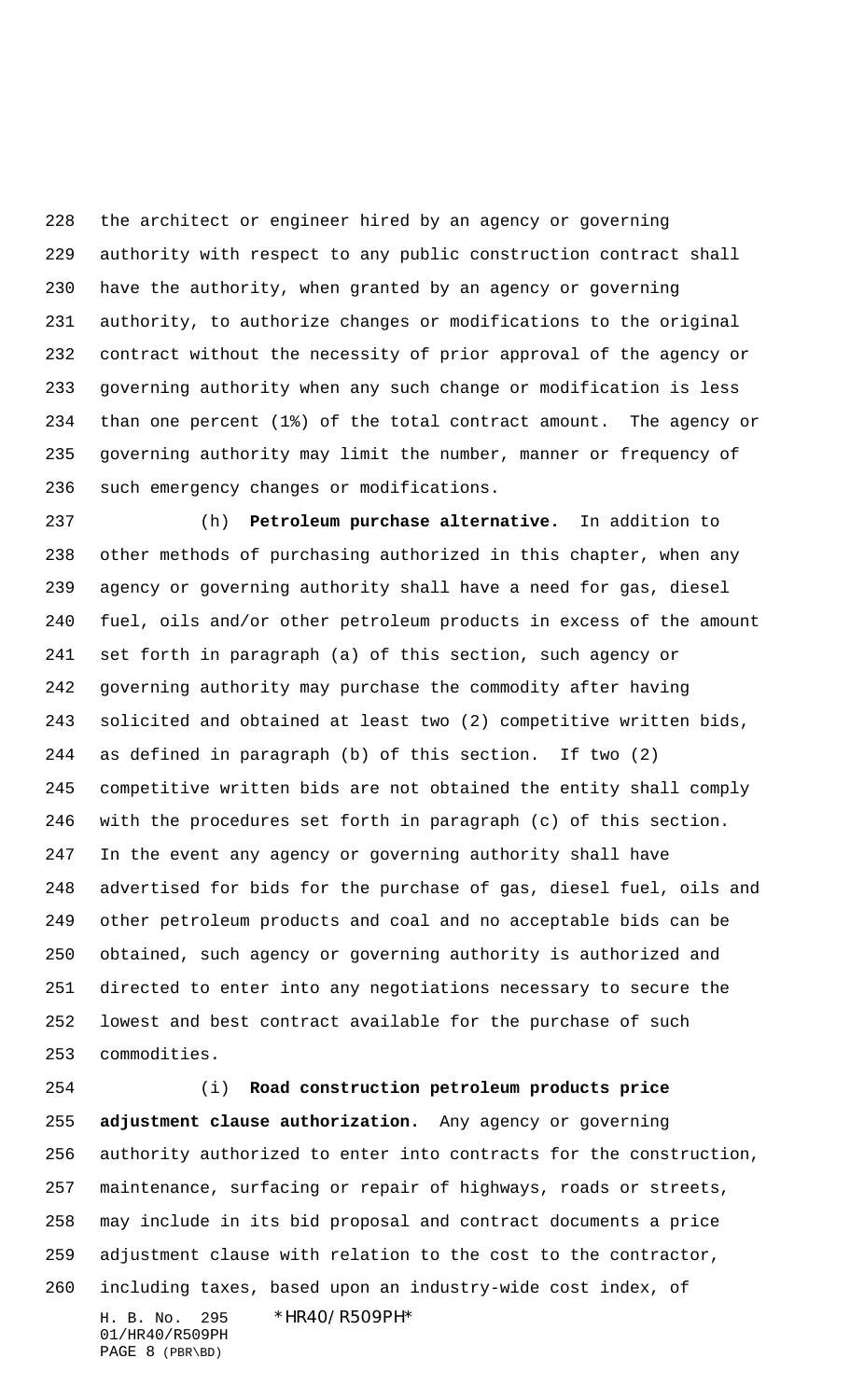the architect or engineer hired by an agency or governing authority with respect to any public construction contract shall have the authority, when granted by an agency or governing authority, to authorize changes or modifications to the original contract without the necessity of prior approval of the agency or governing authority when any such change or modification is less than one percent (1%) of the total contract amount. The agency or governing authority may limit the number, manner or frequency of such emergency changes or modifications.

(h) **Petroleum purchase alternative.** In addition to other methods of purchasing authorized in this chapter, when any agency or governing authority shall have a need for gas, diesel fuel, oils and/or other petroleum products in excess of the amount set forth in paragraph (a) of this section, such agency or governing authority may purchase the commodity after having solicited and obtained at least two (2) competitive written bids, as defined in paragraph (b) of this section. If two (2) competitive written bids are not obtained the entity shall comply with the procedures set forth in paragraph (c) of this section. In the event any agency or governing authority shall have advertised for bids for the purchase of gas, diesel fuel, oils and other petroleum products and coal and no acceptable bids can be obtained, such agency or governing authority is authorized and directed to enter into any negotiations necessary to secure the lowest and best contract available for the purchase of such commodities.

(i) **Road construction petroleum products price adjustment clause authorization.** Any agency or governing authority authorized to enter into contracts for the construction, maintenance, surfacing or repair of highways, roads or streets, may include in its bid proposal and contract documents a price adjustment clause with relation to the cost to the contractor, including taxes, based upon an industry-wide cost index, of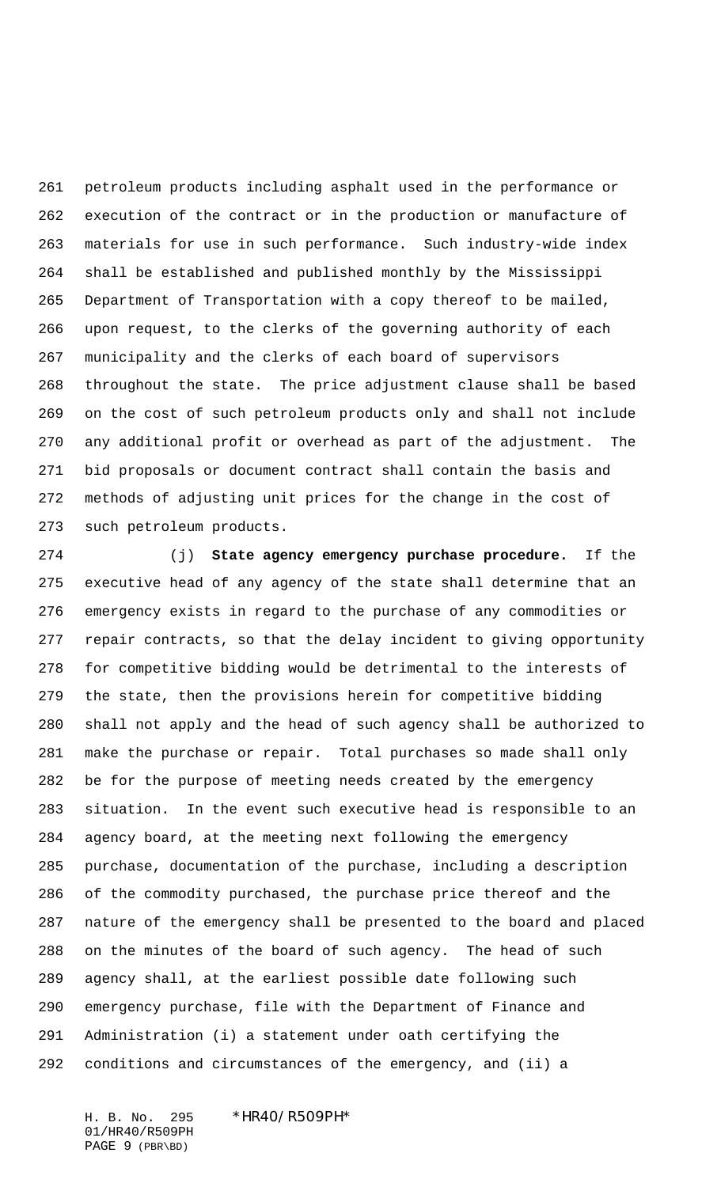petroleum products including asphalt used in the performance or execution of the contract or in the production or manufacture of materials for use in such performance. Such industry-wide index shall be established and published monthly by the Mississippi Department of Transportation with a copy thereof to be mailed, upon request, to the clerks of the governing authority of each municipality and the clerks of each board of supervisors throughout the state. The price adjustment clause shall be based on the cost of such petroleum products only and shall not include any additional profit or overhead as part of the adjustment. The bid proposals or document contract shall contain the basis and methods of adjusting unit prices for the change in the cost of such petroleum products.

(j) **State agency emergency purchase procedure.** If the executive head of any agency of the state shall determine that an emergency exists in regard to the purchase of any commodities or repair contracts, so that the delay incident to giving opportunity for competitive bidding would be detrimental to the interests of the state, then the provisions herein for competitive bidding shall not apply and the head of such agency shall be authorized to make the purchase or repair. Total purchases so made shall only be for the purpose of meeting needs created by the emergency situation. In the event such executive head is responsible to an agency board, at the meeting next following the emergency purchase, documentation of the purchase, including a description of the commodity purchased, the purchase price thereof and the nature of the emergency shall be presented to the board and placed on the minutes of the board of such agency. The head of such agency shall, at the earliest possible date following such emergency purchase, file with the Department of Finance and Administration (i) a statement under oath certifying the conditions and circumstances of the emergency, and (ii) a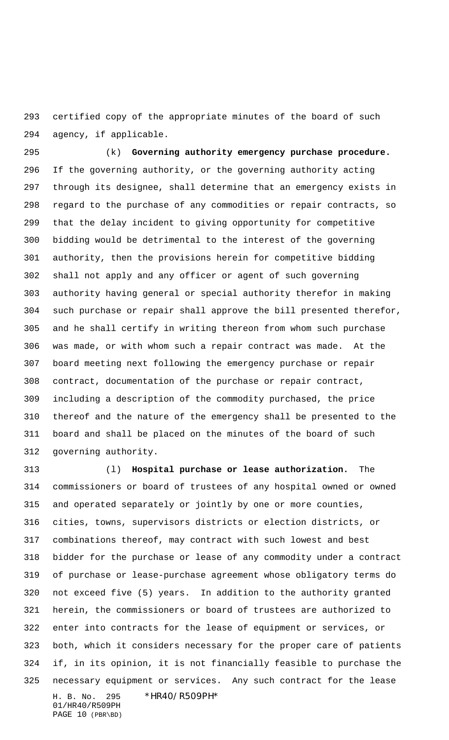certified copy of the appropriate minutes of the board of such agency, if applicable.

(k) **Governing authority emergency purchase procedure.** If the governing authority, or the governing authority acting through its designee, shall determine that an emergency exists in regard to the purchase of any commodities or repair contracts, so that the delay incident to giving opportunity for competitive bidding would be detrimental to the interest of the governing authority, then the provisions herein for competitive bidding shall not apply and any officer or agent of such governing authority having general or special authority therefor in making such purchase or repair shall approve the bill presented therefor, and he shall certify in writing thereon from whom such purchase was made, or with whom such a repair contract was made. At the board meeting next following the emergency purchase or repair contract, documentation of the purchase or repair contract, including a description of the commodity purchased, the price thereof and the nature of the emergency shall be presented to the board and shall be placed on the minutes of the board of such governing authority.

(l) **Hospital purchase or lease authorization.** The commissioners or board of trustees of any hospital owned or owned and operated separately or jointly by one or more counties, cities, towns, supervisors districts or election districts, or combinations thereof, may contract with such lowest and best bidder for the purchase or lease of any commodity under a contract of purchase or lease-purchase agreement whose obligatory terms do not exceed five (5) years. In addition to the authority granted herein, the commissioners or board of trustees are authorized to enter into contracts for the lease of equipment or services, or both, which it considers necessary for the proper care of patients if, in its opinion, it is not financially feasible to purchase the necessary equipment or services. Any such contract for the lease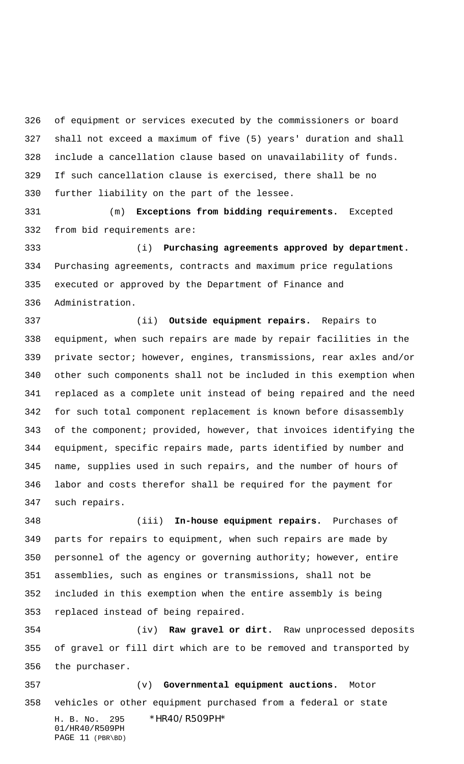of equipment or services executed by the commissioners or board shall not exceed a maximum of five (5) years' duration and shall include a cancellation clause based on unavailability of funds. If such cancellation clause is exercised, there shall be no further liability on the part of the lessee.

(m) **Exceptions from bidding requirements.** Excepted from bid requirements are:

(i) **Purchasing agreements approved by department.** Purchasing agreements, contracts and maximum price regulations executed or approved by the Department of Finance and Administration.

(ii) **Outside equipment repairs.** Repairs to equipment, when such repairs are made by repair facilities in the private sector; however, engines, transmissions, rear axles and/or other such components shall not be included in this exemption when replaced as a complete unit instead of being repaired and the need for such total component replacement is known before disassembly of the component; provided, however, that invoices identifying the equipment, specific repairs made, parts identified by number and name, supplies used in such repairs, and the number of hours of labor and costs therefor shall be required for the payment for such repairs.

(iii) **In-house equipment repairs.** Purchases of parts for repairs to equipment, when such repairs are made by personnel of the agency or governing authority; however, entire assemblies, such as engines or transmissions, shall not be included in this exemption when the entire assembly is being replaced instead of being repaired.

(iv) **Raw gravel or dirt.** Raw unprocessed deposits of gravel or fill dirt which are to be removed and transported by the purchaser.

(v) **Governmental equipment auctions.** Motor vehicles or other equipment purchased from a federal or state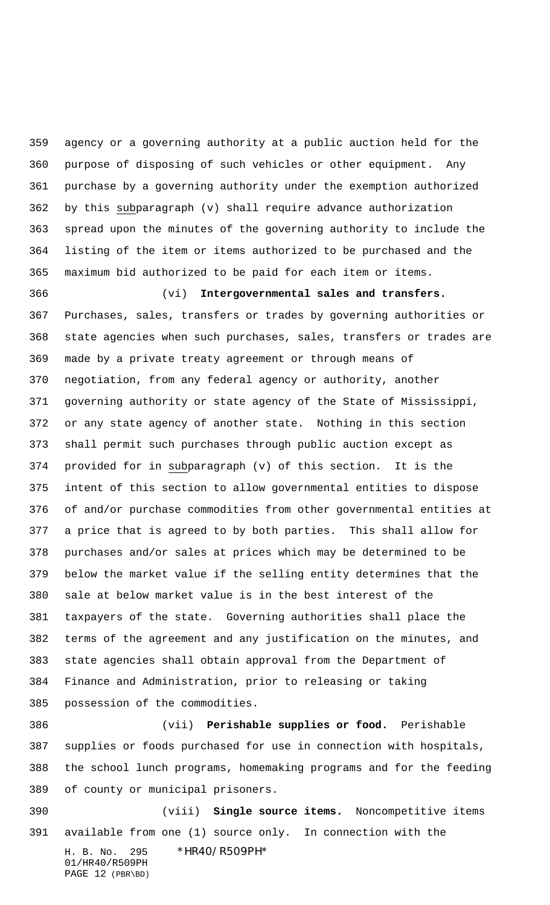agency or a governing authority at a public auction held for the purpose of disposing of such vehicles or other equipment. Any purchase by a governing authority under the exemption authorized by this subparagraph (v) shall require advance authorization spread upon the minutes of the governing authority to include the listing of the item or items authorized to be purchased and the maximum bid authorized to be paid for each item or items.

(vi) **Intergovernmental sales and transfers.** Purchases, sales, transfers or trades by governing authorities or state agencies when such purchases, sales, transfers or trades are made by a private treaty agreement or through means of negotiation, from any federal agency or authority, another governing authority or state agency of the State of Mississippi, or any state agency of another state. Nothing in this section shall permit such purchases through public auction except as provided for in subparagraph (v) of this section. It is the intent of this section to allow governmental entities to dispose of and/or purchase commodities from other governmental entities at a price that is agreed to by both parties. This shall allow for purchases and/or sales at prices which may be determined to be below the market value if the selling entity determines that the sale at below market value is in the best interest of the taxpayers of the state. Governing authorities shall place the terms of the agreement and any justification on the minutes, and state agencies shall obtain approval from the Department of Finance and Administration, prior to releasing or taking possession of the commodities.

(vii) **Perishable supplies or food.** Perishable supplies or foods purchased for use in connection with hospitals, the school lunch programs, homemaking programs and for the feeding of county or municipal prisoners.

(viii) **Single source items.** Noncompetitive items available from one (1) source only. In connection with the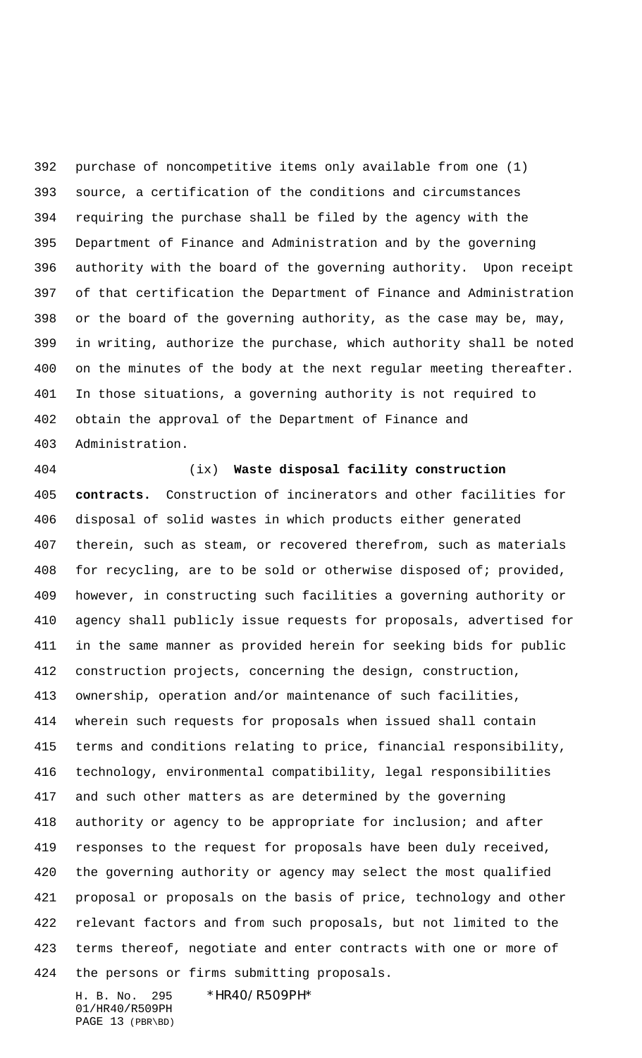purchase of noncompetitive items only available from one (1) source, a certification of the conditions and circumstances requiring the purchase shall be filed by the agency with the Department of Finance and Administration and by the governing authority with the board of the governing authority. Upon receipt of that certification the Department of Finance and Administration or the board of the governing authority, as the case may be, may, in writing, authorize the purchase, which authority shall be noted on the minutes of the body at the next regular meeting thereafter. In those situations, a governing authority is not required to obtain the approval of the Department of Finance and Administration.

(ix) **Waste disposal facility construction contracts.** Construction of incinerators and other facilities for disposal of solid wastes in which products either generated therein, such as steam, or recovered therefrom, such as materials for recycling, are to be sold or otherwise disposed of; provided, however, in constructing such facilities a governing authority or agency shall publicly issue requests for proposals, advertised for in the same manner as provided herein for seeking bids for public construction projects, concerning the design, construction, ownership, operation and/or maintenance of such facilities, wherein such requests for proposals when issued shall contain terms and conditions relating to price, financial responsibility, technology, environmental compatibility, legal responsibilities and such other matters as are determined by the governing authority or agency to be appropriate for inclusion; and after responses to the request for proposals have been duly received, the governing authority or agency may select the most qualified proposal or proposals on the basis of price, technology and other relevant factors and from such proposals, but not limited to the terms thereof, negotiate and enter contracts with one or more of the persons or firms submitting proposals.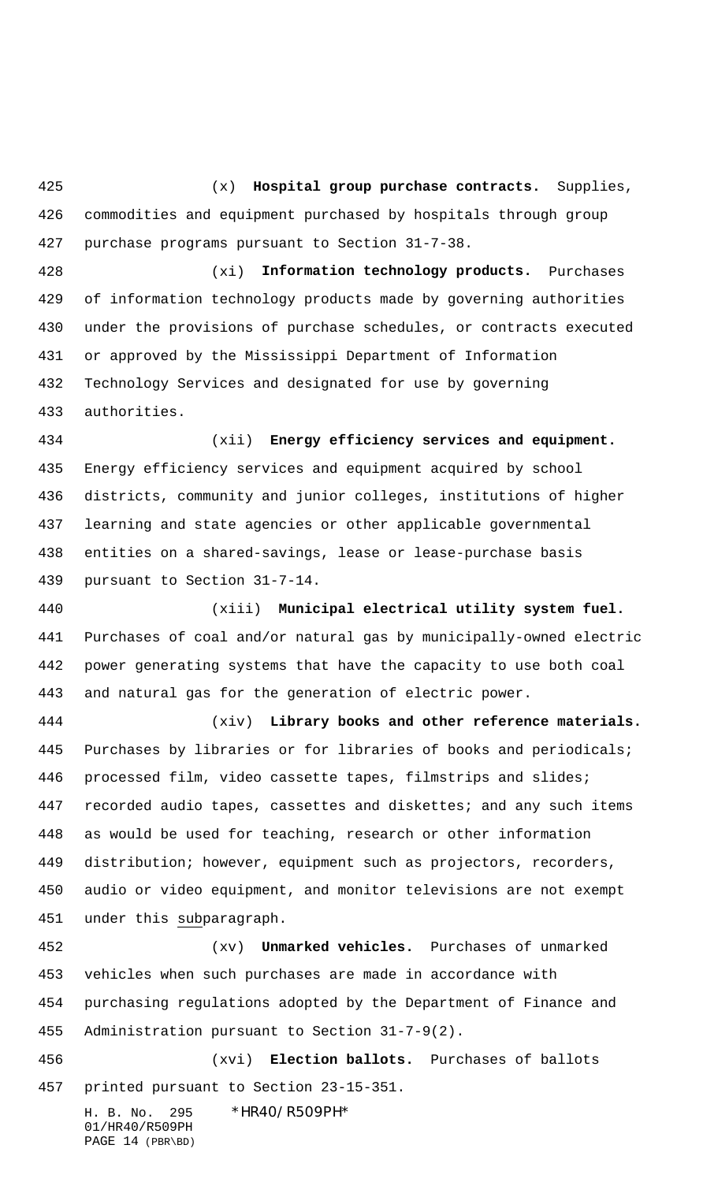(x) **Hospital group purchase contracts.** Supplies, commodities and equipment purchased by hospitals through group purchase programs pursuant to Section 31-7-38.

(xi) **Information technology products.** Purchases of information technology products made by governing authorities under the provisions of purchase schedules, or contracts executed or approved by the Mississippi Department of Information Technology Services and designated for use by governing authorities.

(xii) **Energy efficiency services and equipment.** Energy efficiency services and equipment acquired by school districts, community and junior colleges, institutions of higher learning and state agencies or other applicable governmental entities on a shared-savings, lease or lease-purchase basis pursuant to Section 31-7-14.

(xiii) **Municipal electrical utility system fuel.** Purchases of coal and/or natural gas by municipally-owned electric power generating systems that have the capacity to use both coal and natural gas for the generation of electric power.

(xiv) **Library books and other reference materials.** Purchases by libraries or for libraries of books and periodicals; processed film, video cassette tapes, filmstrips and slides; recorded audio tapes, cassettes and diskettes; and any such items as would be used for teaching, research or other information distribution; however, equipment such as projectors, recorders, audio or video equipment, and monitor televisions are not exempt under this subparagraph.

(xv) **Unmarked vehicles.** Purchases of unmarked vehicles when such purchases are made in accordance with purchasing regulations adopted by the Department of Finance and Administration pursuant to Section 31-7-9(2).

(xvi) **Election ballots.** Purchases of ballots printed pursuant to Section 23-15-351.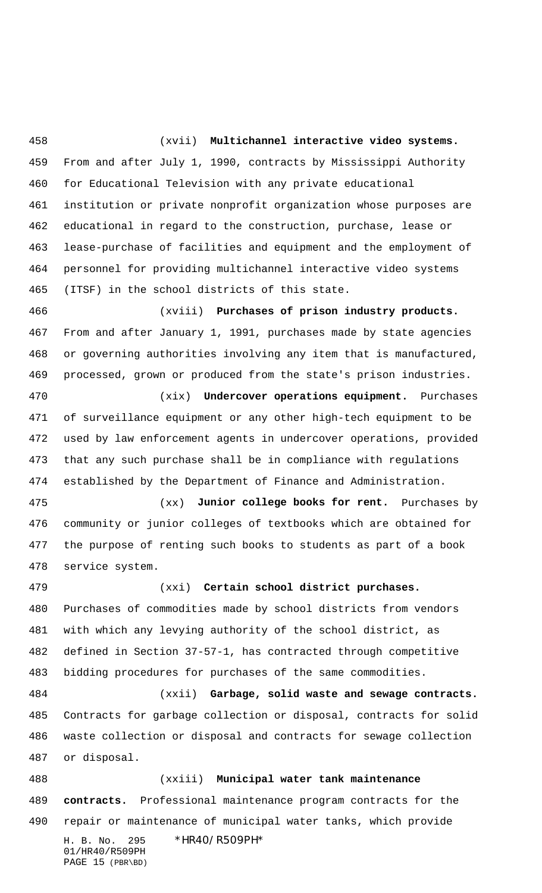(xvii) **Multichannel interactive video systems.** From and after July 1, 1990, contracts by Mississippi Authority for Educational Television with any private educational institution or private nonprofit organization whose purposes are educational in regard to the construction, purchase, lease or lease-purchase of facilities and equipment and the employment of personnel for providing multichannel interactive video systems (ITSF) in the school districts of this state.

(xviii) **Purchases of prison industry products.** From and after January 1, 1991, purchases made by state agencies or governing authorities involving any item that is manufactured, processed, grown or produced from the state's prison industries.

(xix) **Undercover operations equipment.** Purchases of surveillance equipment or any other high-tech equipment to be used by law enforcement agents in undercover operations, provided that any such purchase shall be in compliance with regulations established by the Department of Finance and Administration.

(xx) **Junior college books for rent.** Purchases by community or junior colleges of textbooks which are obtained for the purpose of renting such books to students as part of a book service system.

(xxi) **Certain school district purchases.** Purchases of commodities made by school districts from vendors with which any levying authority of the school district, as defined in Section 37-57-1, has contracted through competitive bidding procedures for purchases of the same commodities.

(xxii) **Garbage, solid waste and sewage contracts.** Contracts for garbage collection or disposal, contracts for solid waste collection or disposal and contracts for sewage collection or disposal.

(xxiii) **Municipal water tank maintenance contracts.** Professional maintenance program contracts for the repair or maintenance of municipal water tanks, which provide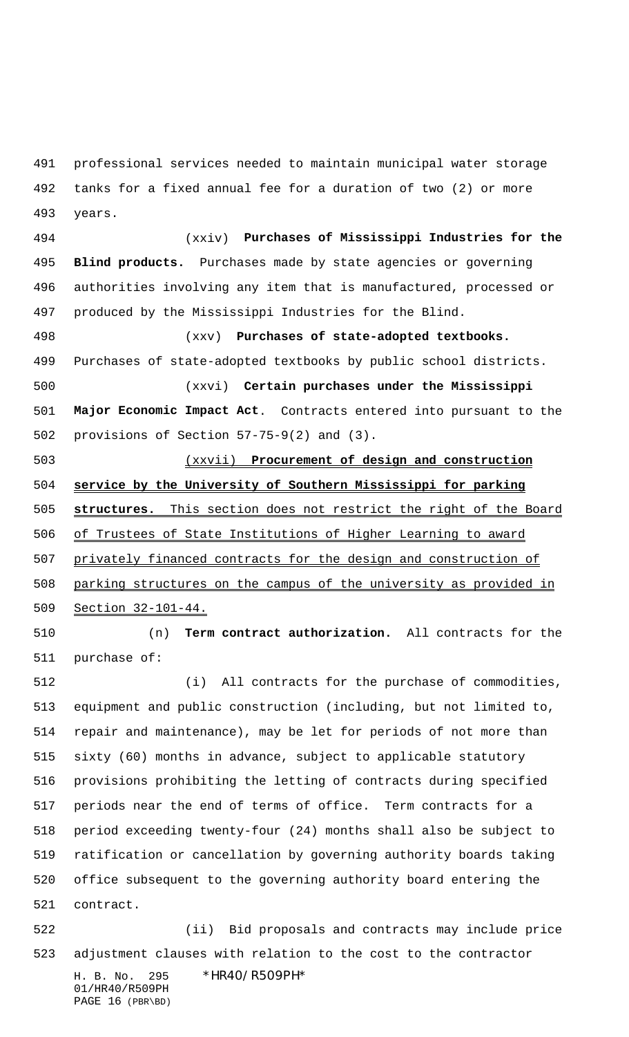professional services needed to maintain municipal water storage tanks for a fixed annual fee for a duration of two (2) or more years.

(xxiv) **Purchases of Mississippi Industries for the Blind products.** Purchases made by state agencies or governing authorities involving any item that is manufactured, processed or produced by the Mississippi Industries for the Blind.

(xxv) **Purchases of state-adopted textbooks.** Purchases of state-adopted textbooks by public school districts.

(xxvi) **Certain purchases under the Mississippi Major Economic Impact Act**. Contracts entered into pursuant to the provisions of Section 57-75-9(2) and (3).

<u>(xxvii) **Procurement of design and construction service by the University of Southern Mississippi for parking structures.** This section does not restrict the right of the Board of Trustees of State Institutions of Higher Learning to award privately financed contracts for the design and construction of parking structures on the campus of the university as provided in Section 32-101-44.</u>

(n) **Term contract authorization.** All contracts for the purchase of:

(i) All contracts for the purchase of commodities, equipment and public construction (including, but not limited to, repair and maintenance), may be let for periods of not more than sixty (60) months in advance, subject to applicable statutory provisions prohibiting the letting of contracts during specified periods near the end of terms of office. Term contracts for a period exceeding twenty-four (24) months shall also be subject to ratification or cancellation by governing authority boards taking office subsequent to the governing authority board entering the contract.

(ii) Bid proposals and contracts may include price adjustment clauses with relation to the cost to the contractor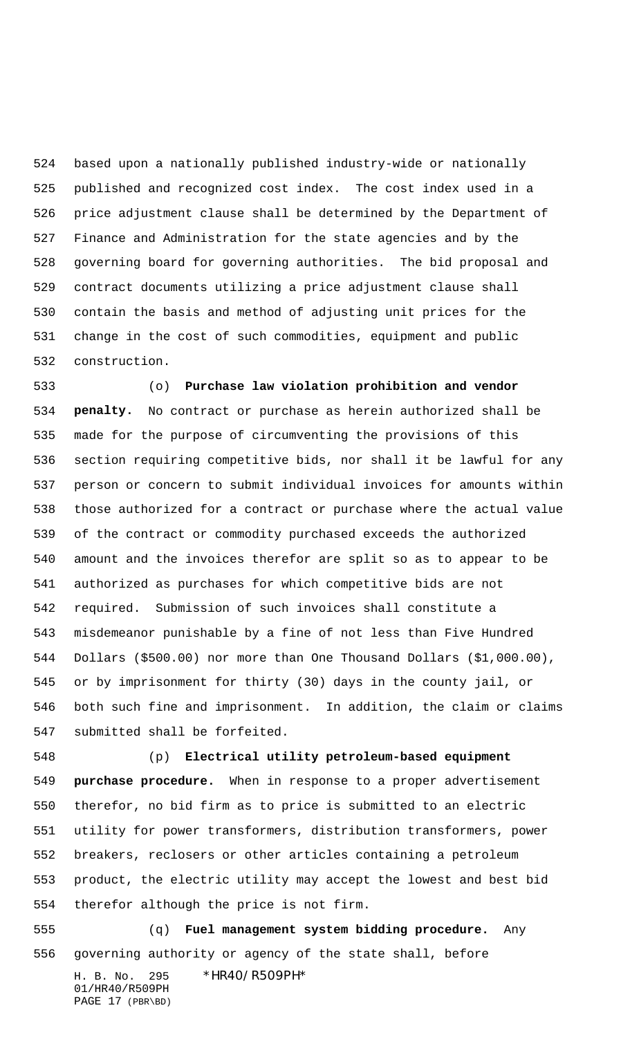based upon a nationally published industry-wide or nationally published and recognized cost index. The cost index used in a price adjustment clause shall be determined by the Department of Finance and Administration for the state agencies and by the governing board for governing authorities. The bid proposal and contract documents utilizing a price adjustment clause shall contain the basis and method of adjusting unit prices for the change in the cost of such commodities, equipment and public construction.

(o) **Purchase law violation prohibition and vendor penalty.** No contract or purchase as herein authorized shall be made for the purpose of circumventing the provisions of this section requiring competitive bids, nor shall it be lawful for any person or concern to submit individual invoices for amounts within those authorized for a contract or purchase where the actual value of the contract or commodity purchased exceeds the authorized amount and the invoices therefor are split so as to appear to be authorized as purchases for which competitive bids are not required. Submission of such invoices shall constitute a misdemeanor punishable by a fine of not less than Five Hundred Dollars ($500.00) nor more than One Thousand Dollars ($1,000.00), or by imprisonment for thirty (30) days in the county jail, or both such fine and imprisonment. In addition, the claim or claims submitted shall be forfeited.

(p) **Electrical utility petroleum-based equipment purchase procedure.** When in response to a proper advertisement therefor, no bid firm as to price is submitted to an electric utility for power transformers, distribution transformers, power breakers, reclosers or other articles containing a petroleum product, the electric utility may accept the lowest and best bid therefor although the price is not firm.

(q) **Fuel management system bidding procedure.** Any governing authority or agency of the state shall, before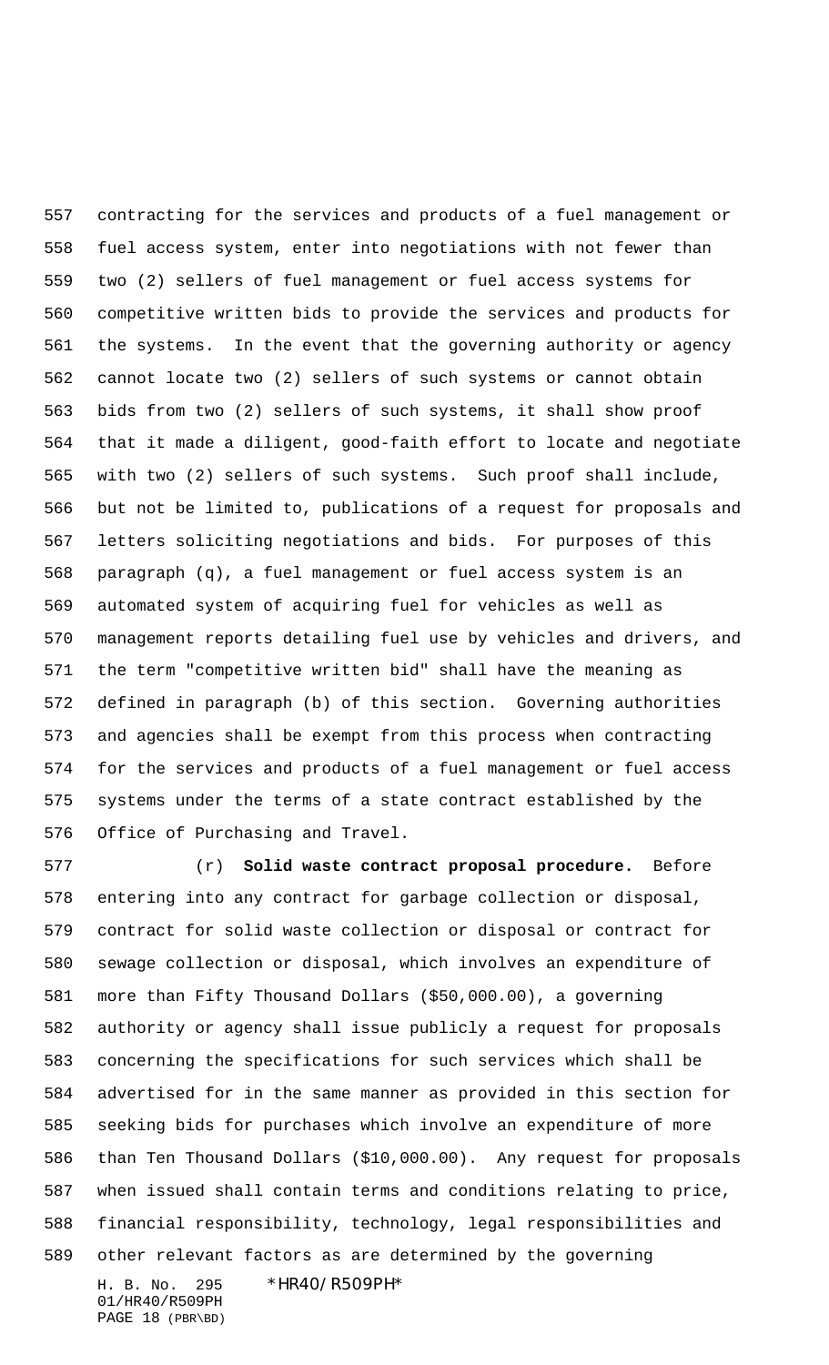contracting for the services and products of a fuel management or fuel access system, enter into negotiations with not fewer than two (2) sellers of fuel management or fuel access systems for competitive written bids to provide the services and products for the systems. In the event that the governing authority or agency cannot locate two (2) sellers of such systems or cannot obtain bids from two (2) sellers of such systems, it shall show proof that it made a diligent, good-faith effort to locate and negotiate with two (2) sellers of such systems. Such proof shall include, but not be limited to, publications of a request for proposals and letters soliciting negotiations and bids. For purposes of this paragraph (q), a fuel management or fuel access system is an automated system of acquiring fuel for vehicles as well as management reports detailing fuel use by vehicles and drivers, and the term "competitive written bid" shall have the meaning as defined in paragraph (b) of this section. Governing authorities and agencies shall be exempt from this process when contracting for the services and products of a fuel management or fuel access systems under the terms of a state contract established by the Office of Purchasing and Travel.

(r) **Solid waste contract proposal procedure.** Before entering into any contract for garbage collection or disposal, contract for solid waste collection or disposal or contract for sewage collection or disposal, which involves an expenditure of more than Fifty Thousand Dollars ($50,000.00), a governing authority or agency shall issue publicly a request for proposals concerning the specifications for such services which shall be advertised for in the same manner as provided in this section for seeking bids for purchases which involve an expenditure of more than Ten Thousand Dollars ($10,000.00). Any request for proposals when issued shall contain terms and conditions relating to price, financial responsibility, technology, legal responsibilities and other relevant factors as are determined by the governing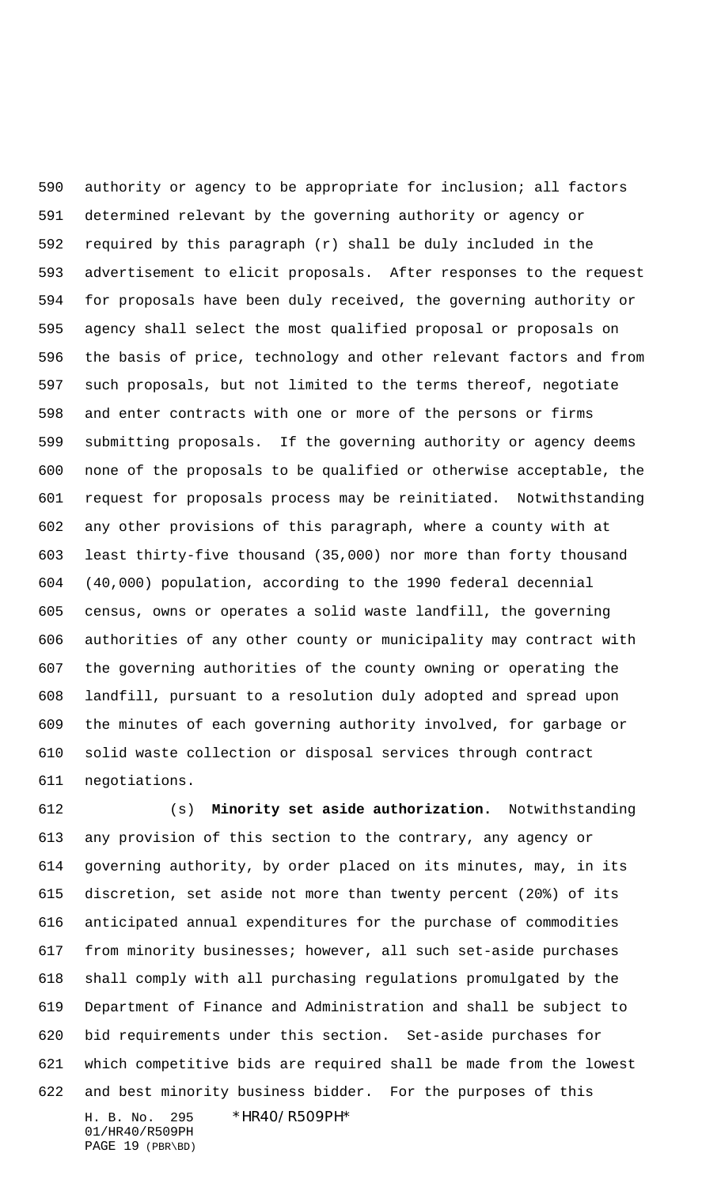authority or agency to be appropriate for inclusion; all factors determined relevant by the governing authority or agency or required by this paragraph (r) shall be duly included in the advertisement to elicit proposals. After responses to the request for proposals have been duly received, the governing authority or agency shall select the most qualified proposal or proposals on the basis of price, technology and other relevant factors and from such proposals, but not limited to the terms thereof, negotiate and enter contracts with one or more of the persons or firms submitting proposals. If the governing authority or agency deems none of the proposals to be qualified or otherwise acceptable, the request for proposals process may be reinitiated. Notwithstanding any other provisions of this paragraph, where a county with at least thirty-five thousand (35,000) nor more than forty thousand (40,000) population, according to the 1990 federal decennial census, owns or operates a solid waste landfill, the governing authorities of any other county or municipality may contract with the governing authorities of the county owning or operating the landfill, pursuant to a resolution duly adopted and spread upon the minutes of each governing authority involved, for garbage or solid waste collection or disposal services through contract negotiations.

(s) **Minority set aside authorization.** Notwithstanding any provision of this section to the contrary, any agency or governing authority, by order placed on its minutes, may, in its discretion, set aside not more than twenty percent (20%) of its anticipated annual expenditures for the purchase of commodities from minority businesses; however, all such set-aside purchases shall comply with all purchasing regulations promulgated by the Department of Finance and Administration and shall be subject to bid requirements under this section. Set-aside purchases for which competitive bids are required shall be made from the lowest and best minority business bidder. For the purposes of this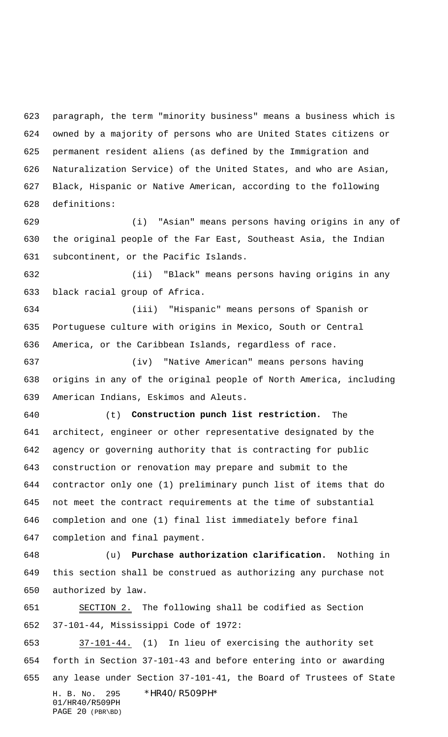paragraph, the term "minority business" means a business which is owned by a majority of persons who are United States citizens or permanent resident aliens (as defined by the Immigration and Naturalization Service) of the United States, and who are Asian, Black, Hispanic or Native American, according to the following definitions:

(i) "Asian" means persons having origins in any of the original people of the Far East, Southeast Asia, the Indian subcontinent, or the Pacific Islands.

(ii) "Black" means persons having origins in any black racial group of Africa.

(iii) "Hispanic" means persons of Spanish or Portuguese culture with origins in Mexico, South or Central America, or the Caribbean Islands, regardless of race.

(iv) "Native American" means persons having origins in any of the original people of North America, including American Indians, Eskimos and Aleuts.

(t) **Construction punch list restriction.** The architect, engineer or other representative designated by the agency or governing authority that is contracting for public construction or renovation may prepare and submit to the contractor only one (1) preliminary punch list of items that do not meet the contract requirements at the time of substantial completion and one (1) final list immediately before final completion and final payment.

(u) **Purchase authorization clarification.** Nothing in this section shall be construed as authorizing any purchase not authorized by law.

SECTION 2. The following shall be codified as Section 37-101-44, Mississippi Code of 1972:

37-101-44. (1) In lieu of exercising the authority set forth in Section 37-101-43 and before entering into or awarding any lease under Section 37-101-41, the Board of Trustees of State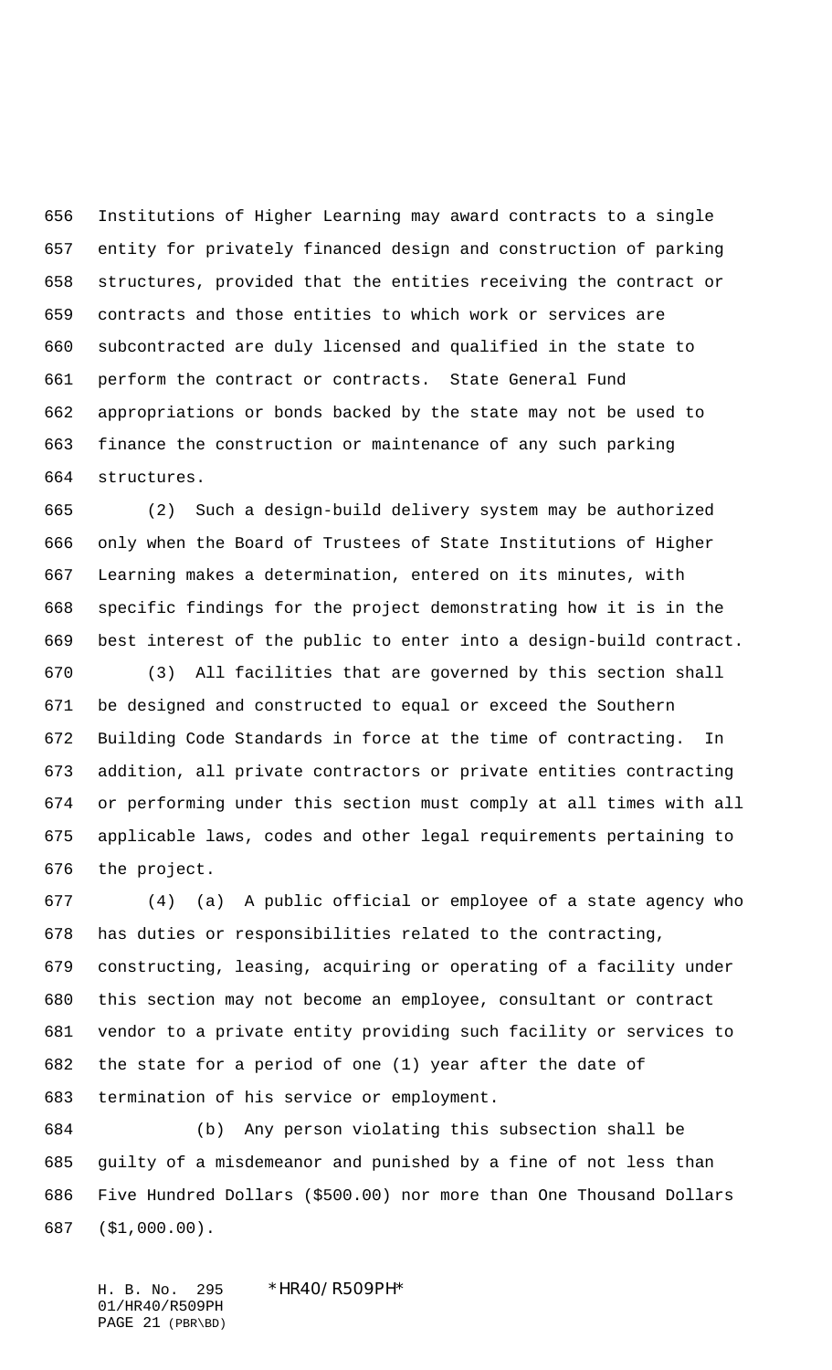Institutions of Higher Learning may award contracts to a single entity for privately financed design and construction of parking structures, provided that the entities receiving the contract or contracts and those entities to which work or services are subcontracted are duly licensed and qualified in the state to perform the contract or contracts. State General Fund appropriations or bonds backed by the state may not be used to finance the construction or maintenance of any such parking structures.

(2) Such a design-build delivery system may be authorized only when the Board of Trustees of State Institutions of Higher Learning makes a determination, entered on its minutes, with specific findings for the project demonstrating how it is in the best interest of the public to enter into a design-build contract.

(3) All facilities that are governed by this section shall be designed and constructed to equal or exceed the Southern Building Code Standards in force at the time of contracting. In addition, all private contractors or private entities contracting or performing under this section must comply at all times with all applicable laws, codes and other legal requirements pertaining to the project.

(4) (a) A public official or employee of a state agency who has duties or responsibilities related to the contracting, constructing, leasing, acquiring or operating of a facility under this section may not become an employee, consultant or contract vendor to a private entity providing such facility or services to the state for a period of one (1) year after the date of termination of his service or employment.

(b) Any person violating this subsection shall be guilty of a misdemeanor and punished by a fine of not less than Five Hundred Dollars ($500.00) nor more than One Thousand Dollars ($1,000.00).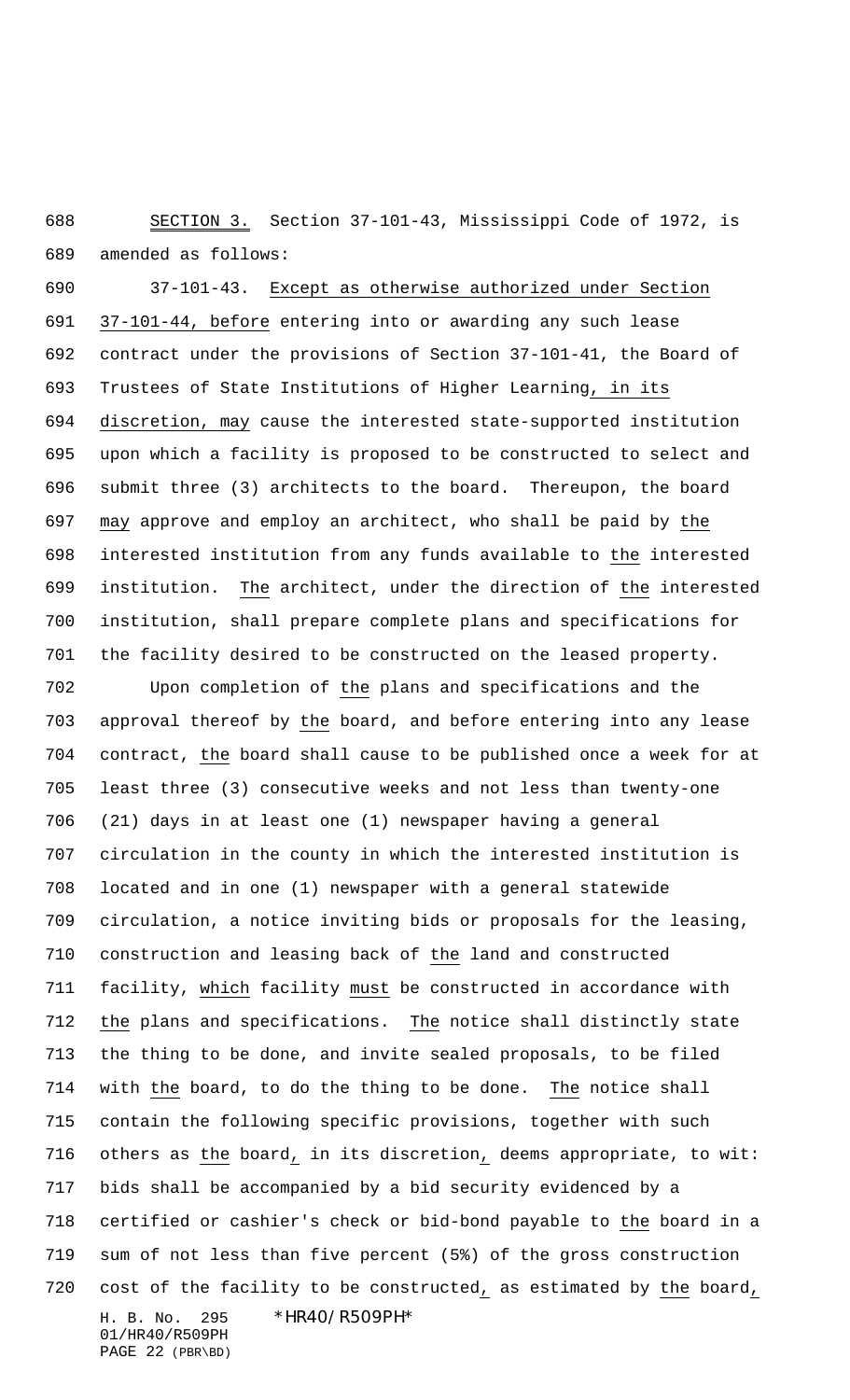SECTION 3. Section 37-101-43, Mississippi Code of 1972, is amended as follows:

37-101-43. Except as otherwise authorized under Section 37-101-44, before entering into or awarding any such lease contract under the provisions of Section 37-101-41, the Board of Trustees of State Institutions of Higher Learning, in its discretion, may cause the interested state-supported institution upon which a facility is proposed to be constructed to select and submit three (3) architects to the board. Thereupon, the board may approve and employ an architect, who shall be paid by the interested institution from any funds available to the interested institution. The architect, under the direction of the interested institution, shall prepare complete plans and specifications for the facility desired to be constructed on the leased property.

Upon completion of the plans and specifications and the approval thereof by the board, and before entering into any lease contract, the board shall cause to be published once a week for at least three (3) consecutive weeks and not less than twenty-one (21) days in at least one (1) newspaper having a general circulation in the county in which the interested institution is located and in one (1) newspaper with a general statewide circulation, a notice inviting bids or proposals for the leasing, construction and leasing back of the land and constructed facility, which facility must be constructed in accordance with the plans and specifications. The notice shall distinctly state the thing to be done, and invite sealed proposals, to be filed with the board, to do the thing to be done. The notice shall contain the following specific provisions, together with such others as the board, in its discretion, deems appropriate, to wit: bids shall be accompanied by a bid security evidenced by a certified or cashier's check or bid-bond payable to the board in a sum of not less than five percent (5%) of the gross construction cost of the facility to be constructed, as estimated by the board,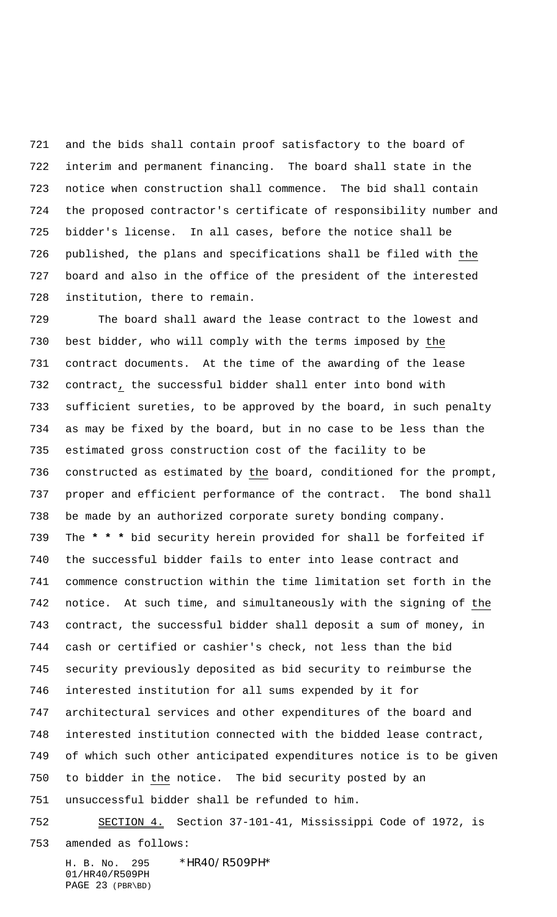and the bids shall contain proof satisfactory to the board of interim and permanent financing. The board shall state in the notice when construction shall commence. The bid shall contain the proposed contractor's certificate of responsibility number and bidder's license. In all cases, before the notice shall be published, the plans and specifications shall be filed with the board and also in the office of the president of the interested institution, there to remain.

The board shall award the lease contract to the lowest and best bidder, who will comply with the terms imposed by the contract documents. At the time of the awarding of the lease contract, the successful bidder shall enter into bond with sufficient sureties, to be approved by the board, in such penalty as may be fixed by the board, but in no case to be less than the estimated gross construction cost of the facility to be constructed as estimated by the board, conditioned for the prompt, proper and efficient performance of the contract. The bond shall be made by an authorized corporate surety bonding company. The **\* \* \*** bid security herein provided for shall be forfeited if the successful bidder fails to enter into lease contract and commence construction within the time limitation set forth in the notice. At such time, and simultaneously with the signing of the contract, the successful bidder shall deposit a sum of money, in cash or certified or cashier's check, not less than the bid security previously deposited as bid security to reimburse the interested institution for all sums expended by it for architectural services and other expenditures of the board and interested institution connected with the bidded lease contract, of which such other anticipated expenditures notice is to be given to bidder in the notice. The bid security posted by an unsuccessful bidder shall be refunded to him.

SECTION 4. Section 37-101-41, Mississippi Code of 1972, is amended as follows: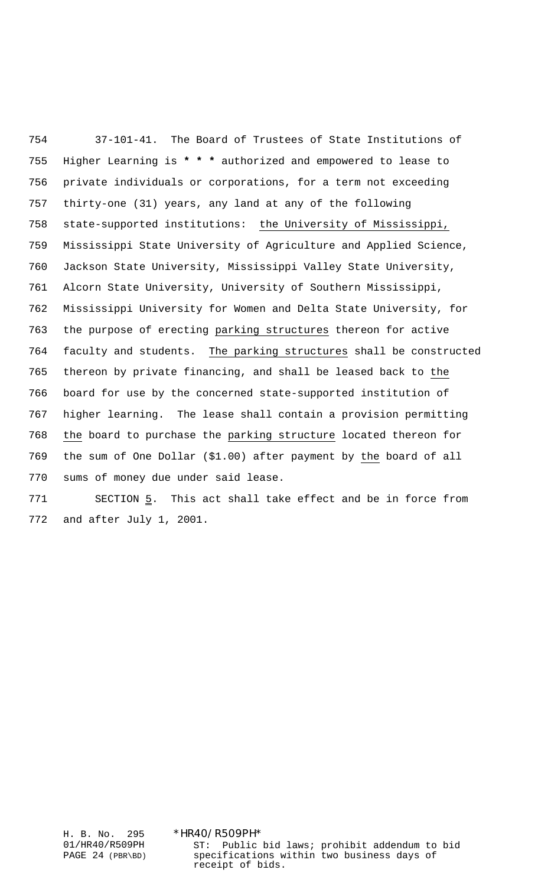37-101-41. The Board of Trustees of State Institutions of Higher Learning is * * * authorized and empowered to lease to private individuals or corporations, for a term not exceeding thirty-one (31) years, any land at any of the following state-supported institutions: the University of Mississippi, Mississippi State University of Agriculture and Applied Science, Jackson State University, Mississippi Valley State University, Alcorn State University, University of Southern Mississippi, Mississippi University for Women and Delta State University, for the purpose of erecting parking structures thereon for active faculty and students. The parking structures shall be constructed thereon by private financing, and shall be leased back to the board for use by the concerned state-supported institution of higher learning. The lease shall contain a provision permitting the board to purchase the parking structure located thereon for the sum of One Dollar ($1.00) after payment by the board of all sums of money due under said lease.

SECTION 5. This act shall take effect and be in force from and after July 1, 2001.